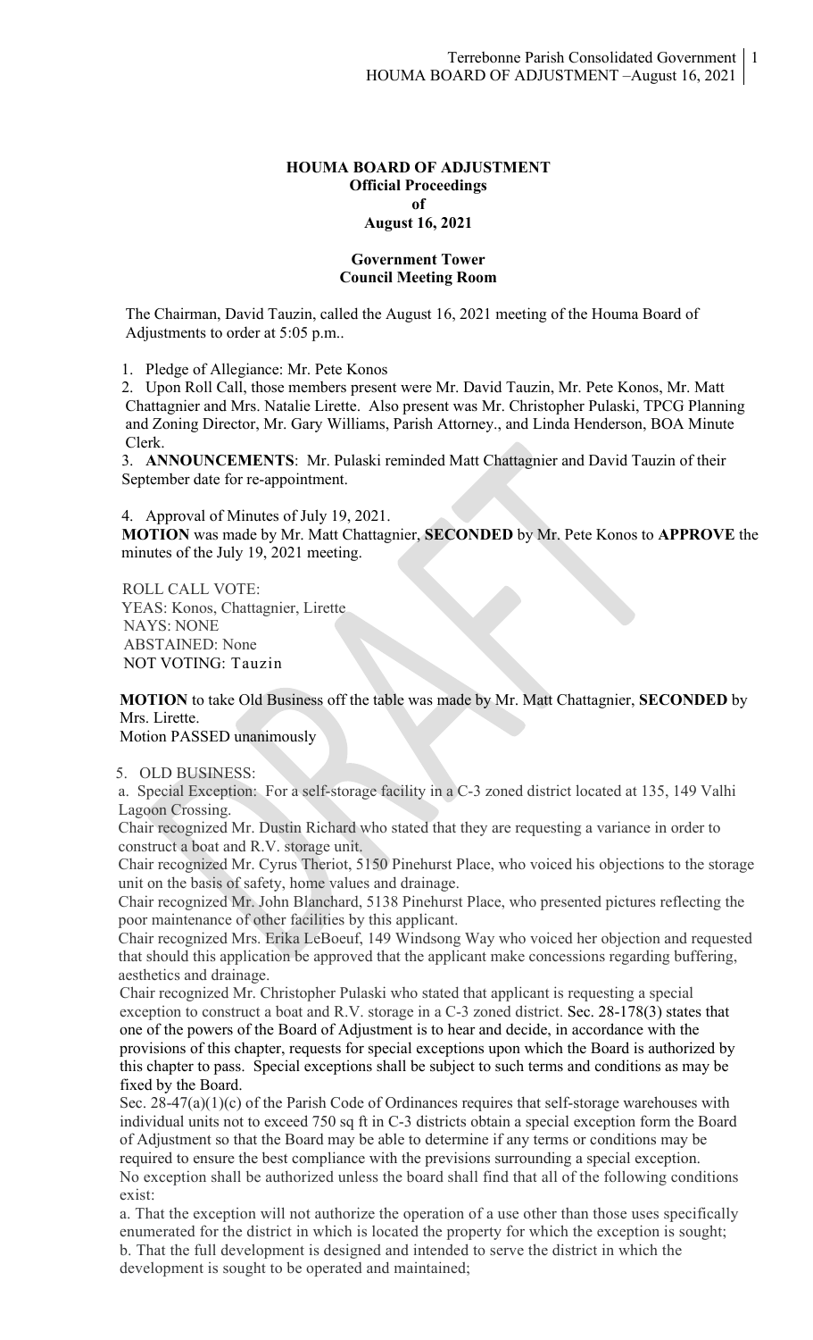**HOUMA BOARD OF ADJUSTMENT**
**Official Proceedings**
**of**
**August 16, 2021**

**Government Tower**
**Council Meeting Room**

The Chairman, David Tauzin, called the August 16, 2021 meeting of the Houma Board of Adjustments to order at 5:05 p.m..

1. Pledge of Allegiance: Mr. Pete Konos
2. Upon Roll Call, those members present were Mr. David Tauzin, Mr. Pete Konos, Mr. Matt Chattagnier and Mrs. Natalie Lirette. Also present was Mr. Christopher Pulaski, TPCG Planning and Zoning Director, Mr. Gary Williams, Parish Attorney., and Linda Henderson, BOA Minute Clerk.
3. **ANNOUNCEMENTS**: Mr. Pulaski reminded Matt Chattagnier and David Tauzin of their September date for re-appointment.

4. Approval of Minutes of July 19, 2021.

**MOTION** was made by Mr. Matt Chattagnier, **SECONDED** by Mr. Pete Konos to **APPROVE** the minutes of the July 19, 2021 meeting.

ROLL CALL VOTE:
YEAS: Konos, Chattagnier, Lirette
NAYS: NONE
ABSTAINED: None
NOT VOTING: Tauzin

**MOTION** to take Old Business off the table was made by Mr. Matt Chattagnier, **SECONDED** by Mrs. Lirette.
Motion PASSED unanimously

5. OLD BUSINESS:

a. Special Exception: For a self-storage facility in a C-3 zoned district located at 135, 149 Valhi Lagoon Crossing.

Chair recognized Mr. Dustin Richard who stated that they are requesting a variance in order to construct a boat and R.V. storage unit.

Chair recognized Mr. Cyrus Theriot, 5150 Pinehurst Place, who voiced his objections to the storage unit on the basis of safety, home values and drainage.

Chair recognized Mr. John Blanchard, 5138 Pinehurst Place, who presented pictures reflecting the poor maintenance of other facilities by this applicant.

Chair recognized Mrs. Erika LeBoeuf, 149 Windsong Way who voiced her objection and requested that should this application be approved that the applicant make concessions regarding buffering, aesthetics and drainage.

Chair recognized Mr. Christopher Pulaski who stated that applicant is requesting a special exception to construct a boat and R.V. storage in a C-3 zoned district. Sec. 28-178(3) states that one of the powers of the Board of Adjustment is to hear and decide, in accordance with the provisions of this chapter, requests for special exceptions upon which the Board is authorized by this chapter to pass. Special exceptions shall be subject to such terms and conditions as may be fixed by the Board.

Sec. 28-47(a)(1)(c) of the Parish Code of Ordinances requires that self-storage warehouses with individual units not to exceed 750 sq ft in C-3 districts obtain a special exception form the Board of Adjustment so that the Board may be able to determine if any terms or conditions may be required to ensure the best compliance with the previsions surrounding a special exception.

No exception shall be authorized unless the board shall find that all of the following conditions exist:

a. That the exception will not authorize the operation of a use other than those uses specifically enumerated for the district in which is located the property for which the exception is sought;
b. That the full development is designed and intended to serve the district in which the development is sought to be operated and maintained;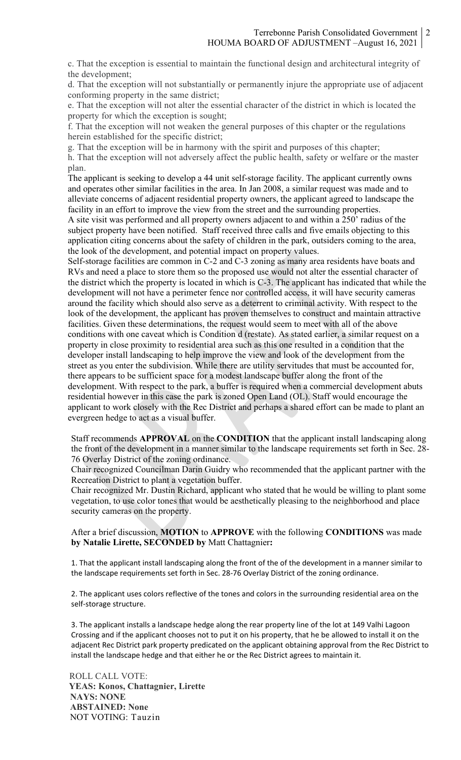c. That the exception is essential to maintain the functional design and architectural integrity of the development;

d. That the exception will not substantially or permanently injure the appropriate use of adjacent conforming property in the same district;

e. That the exception will not alter the essential character of the district in which is located the property for which the exception is sought;

f. That the exception will not weaken the general purposes of this chapter or the regulations herein established for the specific district;

g. That the exception will be in harmony with the spirit and purposes of this chapter;

h. That the exception will not adversely affect the public health, safety or welfare or the master plan.

The applicant is seeking to develop a 44 unit self-storage facility. The applicant currently owns and operates other similar facilities in the area. In Jan 2008, a similar request was made and to alleviate concerns of adjacent residential property owners, the applicant agreed to landscape the facility in an effort to improve the view from the street and the surrounding properties.

A site visit was performed and all property owners adjacent to and within a 250' radius of the subject property have been notified. Staff received three calls and five emails objecting to this application citing concerns about the safety of children in the park, outsiders coming to the area, the look of the development, and potential impact on property values.

Self-storage facilities are common in C-2 and C-3 zoning as many area residents have boats and RVs and need a place to store them so the proposed use would not alter the essential character of the district which the property is located in which is C-3. The applicant has indicated that while the development will not have a perimeter fence nor controlled access, it will have security cameras around the facility which should also serve as a deterrent to criminal activity. With respect to the look of the development, the applicant has proven themselves to construct and maintain attractive facilities. Given these determinations, the request would seem to meet with all of the above conditions with one caveat which is Condition d (restate). As stated earlier, a similar request on a property in close proximity to residential area such as this one resulted in a condition that the developer install landscaping to help improve the view and look of the development from the street as you enter the subdivision. While there are utility servitudes that must be accounted for, there appears to be sufficient space for a modest landscape buffer along the front of the development. With respect to the park, a buffer is required when a commercial development abuts residential however in this case the park is zoned Open Land (OL). Staff would encourage the applicant to work closely with the Rec District and perhaps a shared effort can be made to plant an evergreen hedge to act as a visual buffer.

Staff recommends **APPROVAL** on the **CONDITION** that the applicant install landscaping along the front of the development in a manner similar to the landscape requirements set forth in Sec. 28-76 Overlay District of the zoning ordinance.

Chair recognized Councilman Darin Guidry who recommended that the applicant partner with the Recreation District to plant a vegetation buffer.

Chair recognized Mr. Dustin Richard, applicant who stated that he would be willing to plant some vegetation, to use color tones that would be aesthetically pleasing to the neighborhood and place security cameras on the property.

After a brief discussion, **MOTION** to **APPROVE** with the following **CONDITIONS** was made **by Natalie Lirette, SECONDED by** Matt Chattagnier**:**

1. That the applicant install landscaping along the front of the of the development in a manner similar to the landscape requirements set forth in Sec. 28-76 Overlay District of the zoning ordinance.

2. The applicant uses colors reflective of the tones and colors in the surrounding residential area on the self-storage structure.

3. The applicant installs a landscape hedge along the rear property line of the lot at 149 Valhi Lagoon Crossing and if the applicant chooses not to put it on his property, that he be allowed to install it on the adjacent Rec District park property predicated on the applicant obtaining approval from the Rec District to install the landscape hedge and that either he or the Rec District agrees to maintain it.

ROLL CALL VOTE:
**YEAS: Konos, Chattagnier, Lirette**
**NAYS: NONE**
**ABSTAINED: None**
NOT VOTING: Tauzin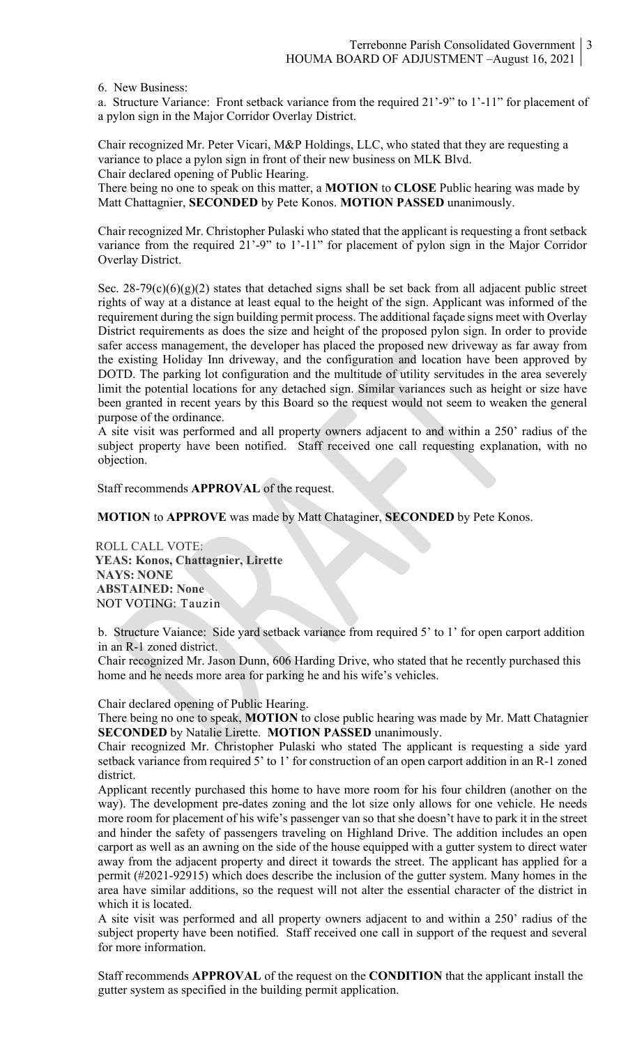6. New Business:

a. Structure Variance: Front setback variance from the required 21'-9" to 1'-11" for placement of a pylon sign in the Major Corridor Overlay District.

Chair recognized Mr. Peter Vicari, M&P Holdings, LLC, who stated that they are requesting a variance to place a pylon sign in front of their new business on MLK Blvd.

Chair declared opening of Public Hearing.

There being no one to speak on this matter, a **MOTION** to **CLOSE** Public hearing was made by Matt Chattagnier, **SECONDED** by Pete Konos. **MOTION PASSED** unanimously.

Chair recognized Mr. Christopher Pulaski who stated that the applicant is requesting a front setback variance from the required 21'-9" to 1'-11" for placement of pylon sign in the Major Corridor Overlay District.

Sec. 28-79(c)(6)(g)(2) states that detached signs shall be set back from all adjacent public street rights of way at a distance at least equal to the height of the sign. Applicant was informed of the requirement during the sign building permit process. The additional façade signs meet with Overlay District requirements as does the size and height of the proposed pylon sign. In order to provide safer access management, the developer has placed the proposed new driveway as far away from the existing Holiday Inn driveway, and the configuration and location have been approved by DOTD. The parking lot configuration and the multitude of utility servitudes in the area severely limit the potential locations for any detached sign. Similar variances such as height or size have been granted in recent years by this Board so the request would not seem to weaken the general purpose of the ordinance.

A site visit was performed and all property owners adjacent to and within a 250' radius of the subject property have been notified. Staff received one call requesting explanation, with no objection.

Staff recommends **APPROVAL** of the request.

**MOTION** to **APPROVE** was made by Matt Chataginer, **SECONDED** by Pete Konos.

ROLL CALL VOTE:
**YEAS: Konos, Chattagnier, Lirette**
**NAYS: NONE**
**ABSTAINED: None**
NOT VOTING: Tauzin

b. Structure Vaiance: Side yard setback variance from required 5' to 1' for open carport addition in an R-1 zoned district.

Chair recognized Mr. Jason Dunn, 606 Harding Drive, who stated that he recently purchased this home and he needs more area for parking he and his wife's vehicles.

Chair declared opening of Public Hearing.

There being no one to speak, **MOTION** to close public hearing was made by Mr. Matt Chatagnier **SECONDED** by Natalie Lirette. **MOTION PASSED** unanimously.

Chair recognized Mr. Christopher Pulaski who stated The applicant is requesting a side yard setback variance from required 5' to 1' for construction of an open carport addition in an R-1 zoned district.

Applicant recently purchased this home to have more room for his four children (another on the way). The development pre-dates zoning and the lot size only allows for one vehicle. He needs more room for placement of his wife's passenger van so that she doesn't have to park it in the street and hinder the safety of passengers traveling on Highland Drive. The addition includes an open carport as well as an awning on the side of the house equipped with a gutter system to direct water away from the adjacent property and direct it towards the street. The applicant has applied for a permit (#2021-92915) which does describe the inclusion of the gutter system. Many homes in the area have similar additions, so the request will not alter the essential character of the district in which it is located.

A site visit was performed and all property owners adjacent to and within a 250' radius of the subject property have been notified. Staff received one call in support of the request and several for more information.

Staff recommends **APPROVAL** of the request on the **CONDITION** that the applicant install the gutter system as specified in the building permit application.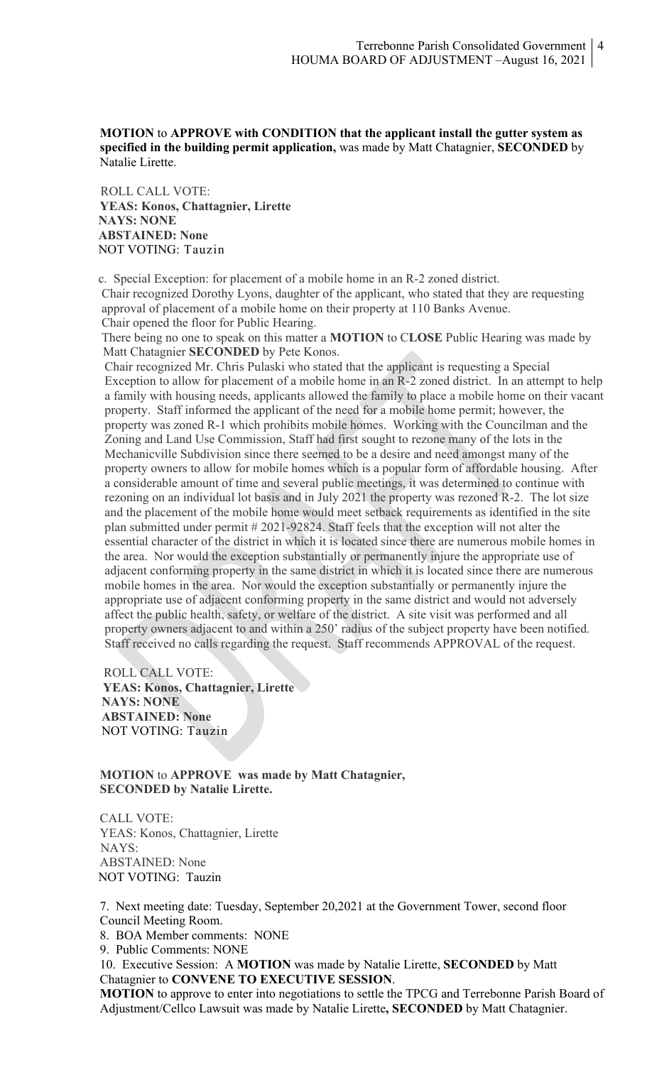**MOTION** to **APPROVE with CONDITION that the applicant install the gutter system as specified in the building permit application,** was made by Matt Chatagnier, **SECONDED** by Natalie Lirette.

ROLL CALL VOTE:
**YEAS: Konos, Chattagnier, Lirette**
**NAYS: NONE**
**ABSTAINED: None**
NOT VOTING: Tauzin

c. Special Exception: for placement of a mobile home in an R-2 zoned district.
Chair recognized Dorothy Lyons, daughter of the applicant, who stated that they are requesting approval of placement of a mobile home on their property at 110 Banks Avenue.
Chair opened the floor for Public Hearing.
There being no one to speak on this matter a **MOTION** to C**LOSE** Public Hearing was made by Matt Chatagnier **SECONDED** by Pete Konos.
Chair recognized Mr. Chris Pulaski who stated that the applicant is requesting a Special Exception to allow for placement of a mobile home in an R-2 zoned district. In an attempt to help a family with housing needs, applicants allowed the family to place a mobile home on their vacant property. Staff informed the applicant of the need for a mobile home permit; however, the property was zoned R-1 which prohibits mobile homes. Working with the Councilman and the Zoning and Land Use Commission, Staff had first sought to rezone many of the lots in the Mechanicville Subdivision since there seemed to be a desire and need amongst many of the property owners to allow for mobile homes which is a popular form of affordable housing. After a considerable amount of time and several public meetings, it was determined to continue with rezoning on an individual lot basis and in July 2021 the property was rezoned R-2. The lot size and the placement of the mobile home would meet setback requirements as identified in the site plan submitted under permit # 2021-92824. Staff feels that the exception will not alter the essential character of the district in which it is located since there are numerous mobile homes in the area. Nor would the exception substantially or permanently injure the appropriate use of adjacent conforming property in the same district in which it is located since there are numerous mobile homes in the area. Nor would the exception substantially or permanently injure the appropriate use of adjacent conforming property in the same district and would not adversely affect the public health, safety, or welfare of the district. A site visit was performed and all property owners adjacent to and within a 250' radius of the subject property have been notified. Staff received no calls regarding the request. Staff recommends APPROVAL of the request.

ROLL CALL VOTE:
**YEAS: Konos, Chattagnier, Lirette**
**NAYS: NONE**
**ABSTAINED: None**
NOT VOTING: Tauzin

**MOTION** to **APPROVE was made by Matt Chatagnier, SECONDED by Natalie Lirette.**

CALL VOTE:
YEAS: Konos, Chattagnier, Lirette
NAYS:
ABSTAINED: None
NOT VOTING: Tauzin

7. Next meeting date: Tuesday, September 20,2021 at the Government Tower, second floor Council Meeting Room.
8. BOA Member comments: NONE
9. Public Comments: NONE
10. Executive Session: A **MOTION** was made by Natalie Lirette, **SECONDED** by Matt Chatagnier to **CONVENE TO EXECUTIVE SESSION**.
**MOTION** to approve to enter into negotiations to settle the TPCG and Terrebonne Parish Board of Adjustment/Cellco Lawsuit was made by Natalie Lirette**, SECONDED** by Matt Chatagnier.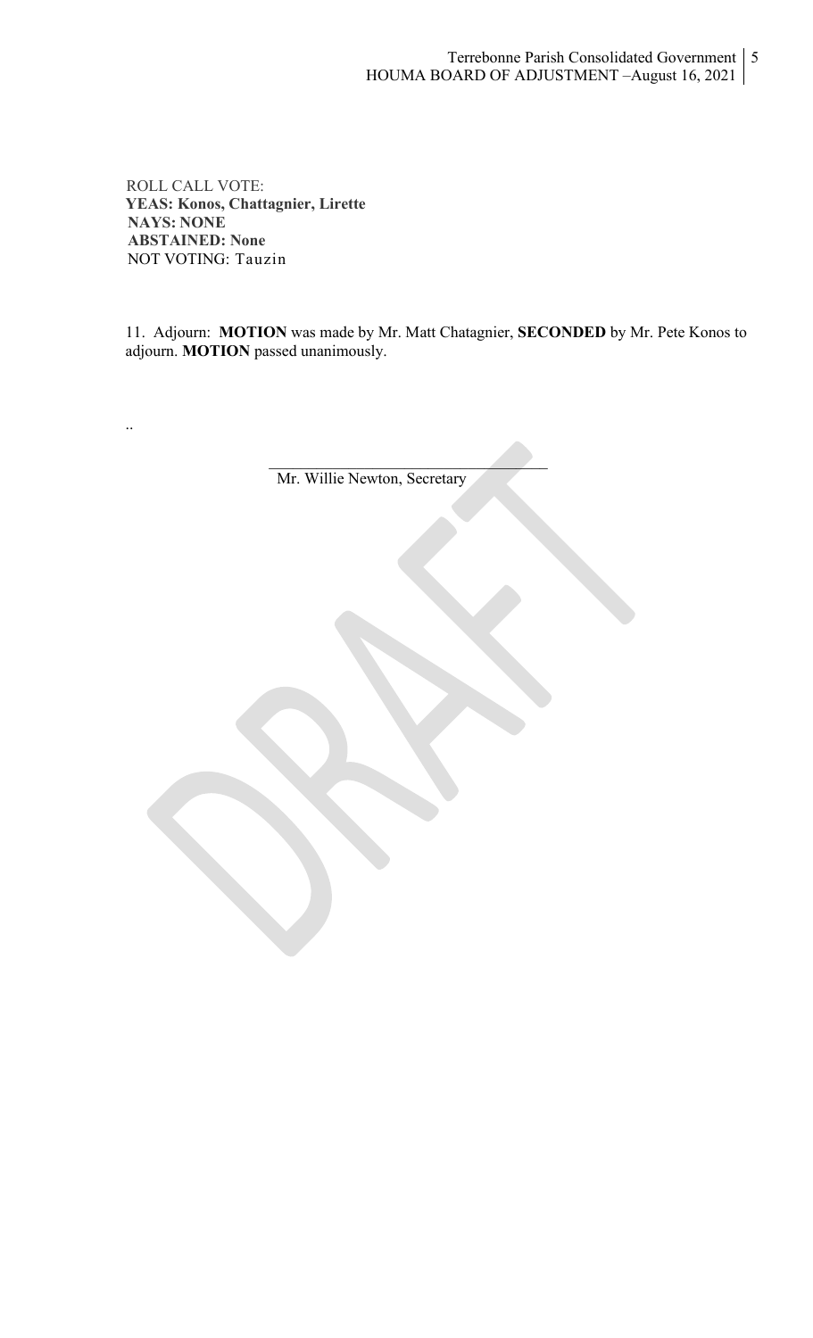ROLL CALL VOTE:
**YEAS: Konos, Chattagnier, Lirette**
**NAYS: NONE**
**ABSTAINED: None**
NOT VOTING: Tauzin

11. Adjourn: **MOTION** was made by Mr. Matt Chatagnier, **SECONDED** by Mr. Pete Konos to adjourn. **MOTION** passed unanimously.

..

\_\_\_\_\_\_\_\_\_\_\_\_\_\_\_\_\_\_\_\_\_\_\_\_\_\_\_\_\_\_\_\_\_\_\_\_\_\_

Mr. Willie Newton, Secretary

DRAFT